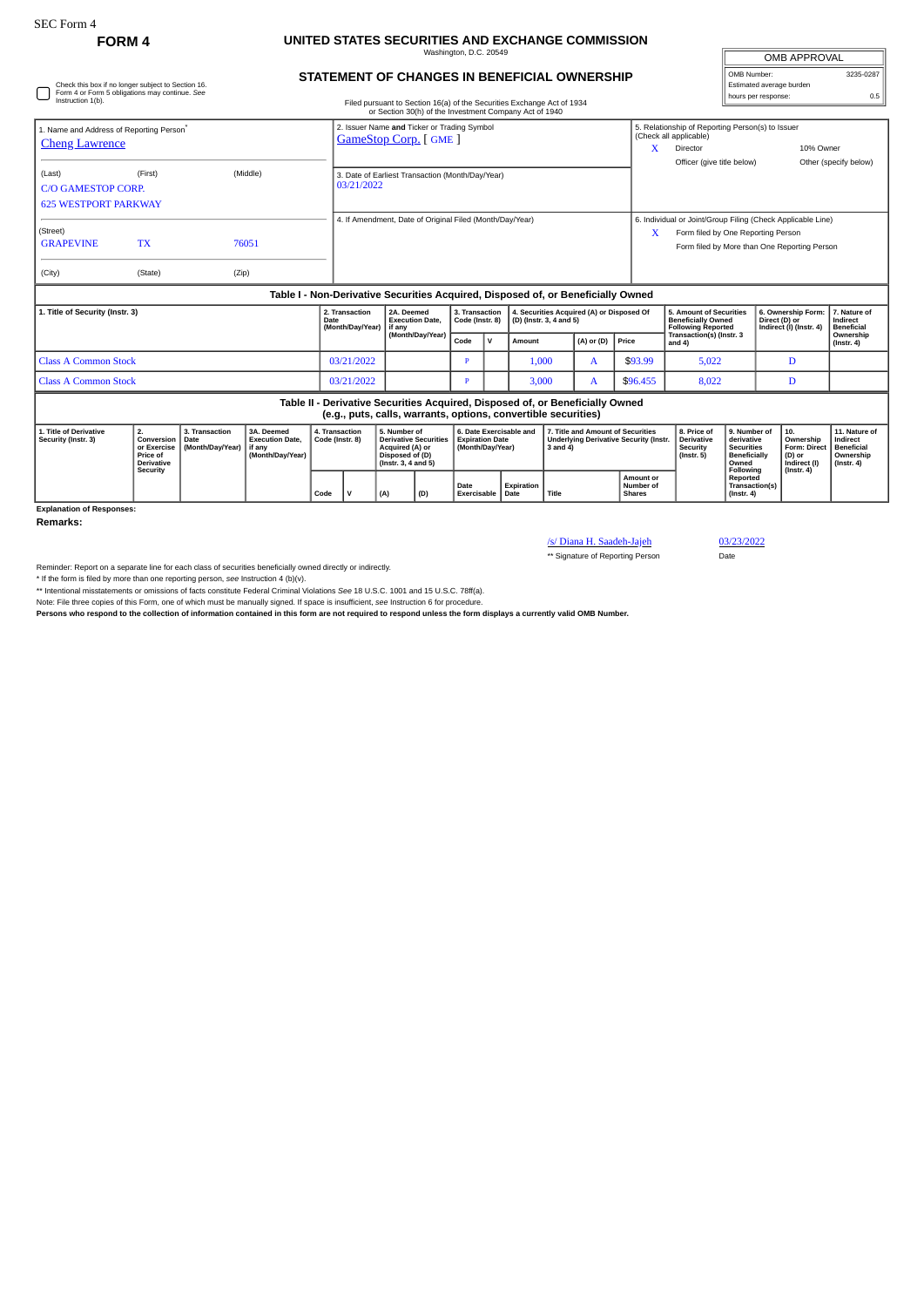SEC Form 4

**FORM 4**

# UNITED STATES SECURITIES AND EXCHANGE COMMISSION

Washington, D.C. 20549

## STATEMENT OF CHANGES IN BENEFICIAL OWNERSHIP

Filed pursuant to Section 16(a) of the Securities Exchange Act of 1934
or Section 30(h) of the Investment Company Act of 1940

| OMB APPROVAL | |
|---|---|
| OMB Number: | 3235-0287 |
| Estimated average burden | |
| hours per response: | 0.5 |

☐ Check this box if no longer subject to Section 16. Form 4 or Form 5 obligations may continue. *See* Instruction 1(b).

1. Name and Address of Reporting Person*
Cheng Lawrence

(Last) (First) (Middle)
C/O GAMESTOP CORP.
625 WESTPORT PARKWAY

(Street)
GRAPEVINE TX 76051

(City) (State) (Zip)

2. Issuer Name **and** Ticker or Trading Symbol
GameStop Corp. [ GME ]

3. Date of Earliest Transaction (Month/Day/Year)
03/21/2022

4. If Amendment, Date of Original Filed (Month/Day/Year)

5. Relationship of Reporting Person(s) to Issuer (Check all applicable)
X Director
10% Owner
Officer (give title below)
Other (specify below)

6. Individual or Joint/Group Filing (Check Applicable Line)
X Form filed by One Reporting Person
Form filed by More than One Reporting Person

**Table I - Non-Derivative Securities Acquired, Disposed of, or Beneficially Owned**

| 1. Title of Security (Instr. 3) | 2. Transaction Date (Month/Day/Year) | 2A. Deemed Execution Date, if any (Month/Day/Year) | 3. Transaction Code (Instr. 8) | | 4. Securities Acquired (A) or Disposed Of (D) (Instr. 3, 4 and 5) | | | 5. Amount of Securities Beneficially Owned Following Reported Transaction(s) (Instr. 3 and 4) | 6. Ownership Form: Direct (D) or Indirect (I) (Instr. 4) | 7. Nature of Indirect Beneficial Ownership (Instr. 4) |
|---|---|---|---|---|---|---|---|---|---|---|
| | | | Code | V | Amount | (A) or (D) | Price | | | |
| Class A Common Stock | 03/21/2022 | | P | | 1,000 | A | $93.99 | 5,022 | D | |
| Class A Common Stock | 03/21/2022 | | P | | 3,000 | A | $96.455 | 8,022 | D | |

**Table II - Derivative Securities Acquired, Disposed of, or Beneficially Owned (e.g., puts, calls, warrants, options, convertible securities)**

| 1. Title of Derivative Security (Instr. 3) | 2. Conversion or Exercise Price of Derivative Security | 3. Transaction Date (Month/Day/Year) | 3A. Deemed Execution Date, if any (Month/Day/Year) | 4. Transaction Code (Instr. 8) | | 5. Number of Derivative Securities Acquired (A) or Disposed of (D) (Instr. 3, 4 and 5) | | 6. Date Exercisable and Expiration Date (Month/Day/Year) | | 7. Title and Amount of Securities Underlying Derivative Security (Instr. 3 and 4) | | 8. Price of Derivative Security (Instr. 5) | 9. Number of derivative Securities Beneficially Owned Following Reported Transaction(s) (Instr. 4) | 10. Ownership Form: Direct (D) or Indirect (I) (Instr. 4) | 11. Nature of Indirect Beneficial Ownership (Instr. 4) |
|---|---|---|---|---|---|---|---|---|---|---|---|---|---|---|---|
| | | | | Code | V | (A) | (D) | Date Exercisable | Expiration Date | Title | Amount or Number of Shares | | | | |

**Explanation of Responses:**

**Remarks:**

/s/ Diana H. Saadeh-Jajeh — 03/23/2022

** Signature of Reporting Person — Date

Reminder: Report on a separate line for each class of securities beneficially owned directly or indirectly.

* If the form is filed by more than one reporting person, *see* Instruction 4 (b)(v).

** Intentional misstatements or omissions of facts constitute Federal Criminal Violations *See* 18 U.S.C. 1001 and 15 U.S.C. 78ff(a).

Note: File three copies of this Form, one of which must be manually signed. If space is insufficient, *see* Instruction 6 for procedure.

**Persons who respond to the collection of information contained in this form are not required to respond unless the form displays a currently valid OMB Number.**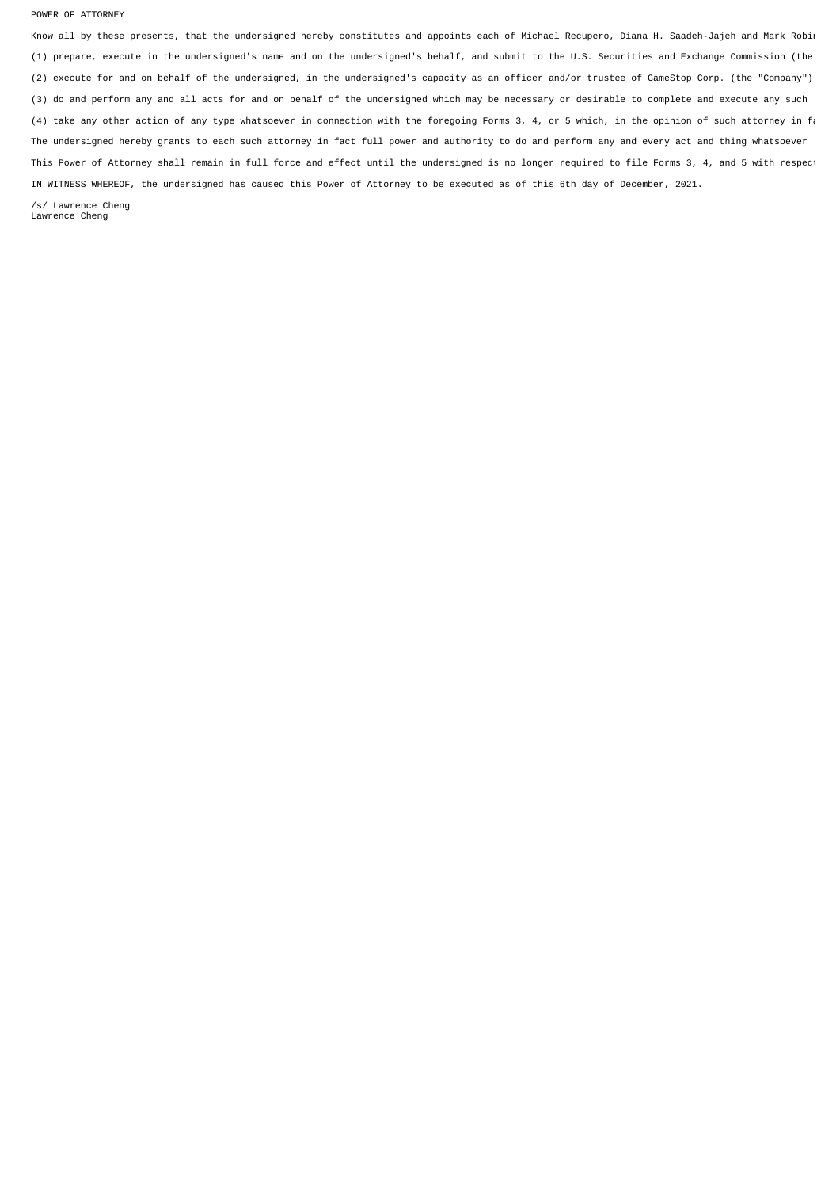POWER OF ATTORNEY

Know all by these presents, that the undersigned hereby constitutes and appoints each of Michael Recupero, Diana H. Saadeh-Jajeh and Mark Robi

(1) prepare, execute in the undersigned's name and on the undersigned's behalf, and submit to the U.S. Securities and Exchange Commission (the

(2) execute for and on behalf of the undersigned, in the undersigned's capacity as an officer and/or trustee of GameStop Corp. (the "Company")

(3) do and perform any and all acts for and on behalf of the undersigned which may be necessary or desirable to complete and execute any such

(4) take any other action of any type whatsoever in connection with the foregoing Forms 3, 4, or 5 which, in the opinion of such attorney in fa

The undersigned hereby grants to each such attorney in fact full power and authority to do and perform any and every act and thing whatsoever

This Power of Attorney shall remain in full force and effect until the undersigned is no longer required to file Forms 3, 4, and 5 with respec

IN WITNESS WHEREOF, the undersigned has caused this Power of Attorney to be executed as of this 6th day of December, 2021.

/s/ Lawrence Cheng
Lawrence Cheng